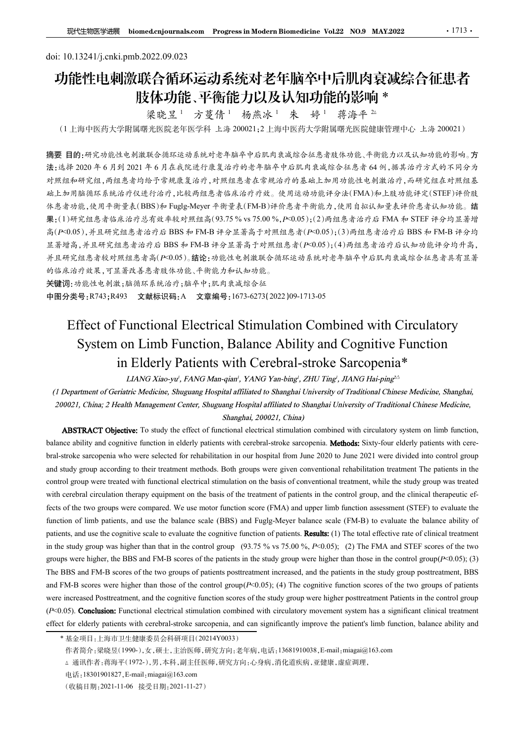doi: 10.13241/j.cnki.pmb.2022.09.023

# 功能性电刺激联合循环运动系统对老年脑卒中后肌肉衰减综合征患者肢体功能、平衡能力以及认知功能的影响 *

梁晓昱[1] 方蔓倩[1] 杨燕冰[1] 朱 婷[1] 蒋海平[2△]

（1 上海中医药大学附属曙光医院老年医学科 上海 200021；2 上海中医药大学附属曙光医院健康管理中心 上海 200021）

**摘要 目的：**研究功能性电刺激联合循环运动系统对老年脑卒中后肌肉衰减综合征患者肢体功能、平衡能力以及认知功能的影响。**方法：**选择 2020 年 6 月到 2021 年 6 月在我院进行康复治疗的老年脑卒中后肌肉衰减综合征患者 64 例，据其治疗方式的不同分为对照组和研究组，两组患者均给予常规康复治疗，对照组患者在常规治疗的基础上加用功能性电刺激治疗，而研究组在对照组基础上加用脑循环系统治疗仪进行治疗，比较两组患者临床治疗疗效。使用运动功能评分法(FMA)和上肢功能评定(STEF)评价肢体患者功能，使用平衡量表(BBS)和 Fuglg-Meyer 平衡量表(FM-B)评价患者平衡能力，使用自拟认知量表评价患者认知功能。**结果：**(1)研究组患者临床治疗总有效率较对照组高(93.75 % vs 75.00 %, $P$<0.05)；(2)两组患者治疗后 FMA 和 STEF 评分均显著增高($P$<0.05)，并且研究组患者治疗后 BBS 和 FM-B 评分显著高于对照组患者($P$<0.05)；(3)两组患者治疗后 BBS 和 FM-B 评分均显著增高，并且研究组患者治疗后 BBS 和 FM-B 评分显著高于对照组患者($P$<0.05)；(4)两组患者治疗后认知功能评分均升高，并且研究组患者较对照组患者高($P$<0.05)。**结论：**功能性电刺激联合循环运动系统对老年脑卒中后肌肉衰减综合征患者具有显著的临床治疗效果，可显著改善患者肢体功能、平衡能力和认知功能。

**关键词：**功能性电刺激；脑循环系统治疗；脑卒中；肌肉衰减综合征

**中图分类号：**R743；R493 **文献标识码：**A **文章编号：**1673-6273(2022)09-1713-05

# Effect of Functional Electrical Stimulation Combined with Circulatory System on Limb Function, Balance Ability and Cognitive Function in Elderly Patients with Cerebral-stroke Sarcopenia*

*LIANG Xiao-yu[1], FANG Man-qian[1], YANG Yan-bing[1], ZHU Ting[1], JIANG Hai-ping[2△]*

*(1 Department of Geriatric Medicine, Shuguang Hospital affiliated to Shanghai University of Traditional Chinese Medicine, Shanghai, 200021, China; 2 Health Management Center, Shuguang Hospital affiliated to Shanghai University of Traditional Chinese Medicine, Shanghai, 200021, China)*

**ABSTRACT Objective:** To study the effect of functional electrical stimulation combined with circulatory system on limb function, balance ability and cognitive function in elderly patients with cerebral-stroke sarcopenia. **Methods:** Sixty-four elderly patients with cerebral-stroke sarcopenia who were selected for rehabilitation in our hospital from June 2020 to June 2021 were divided into control group and study group according to their treatment methods. Both groups were given conventional rehabilitation treatment The patients in the control group were treated with functional electrical stimulation on the basis of conventional treatment, while the study group was treated with cerebral circulation therapy equipment on the basis of the treatment of patients in the control group, and the clinical therapeutic effects of the two groups were compared. We use motor function score (FMA) and upper limb function assessment (STEF) to evaluate the function of limb patients, and use the balance scale (BBS) and Fuglg-Meyer balance scale (FM-B) to evaluate the balance ability of patients, and use the cognitive scale to evaluate the cognitive function of patients. **Results:** (1) The total effective rate of clinical treatment in the study group was higher than that in the control group (93.75 % vs 75.00 %, $P$<0.05); (2) The FMA and STEF scores of the two groups were higher, the BBS and FM-B scores of the patients in the study group were higher than those in the control group($P$<0.05); (3) The BBS and FM-B scores of the two groups of patients posttreatment increased, and the patients in the study group posttreatment, BBS and FM-B scores were higher than those of the control group($P$<0.05); (4) The cognitive function scores of the two groups of patients were increased Posttreatment, and the cognitive function scores of the study group were higher posttreatment Patients in the control group ($P$<0.05). **Conclusion:** Functional electrical stimulation combined with circulatory movement system has a significant clinical treatment effect for elderly patients with cerebral-stroke sarcopenia, and can significantly improve the patient's limb function, balance ability and

\* 基金项目：上海市卫生健康委员会科研项目(20214Y0033)

作者简介：梁晓昱(1990-)，女，硕士，主治医师，研究方向：老年病，电话：13681910038，E-mail：miagai@163.com

△ 通讯作者：蒋海平(1972-)，男，本科，副主任医师，研究方向：心身病，消化道疾病，亚健康，虚症调理，

电话：18301901827，E-mail：miagai@163.com

（收稿日期：2021-11-06 接受日期：2021-11-27）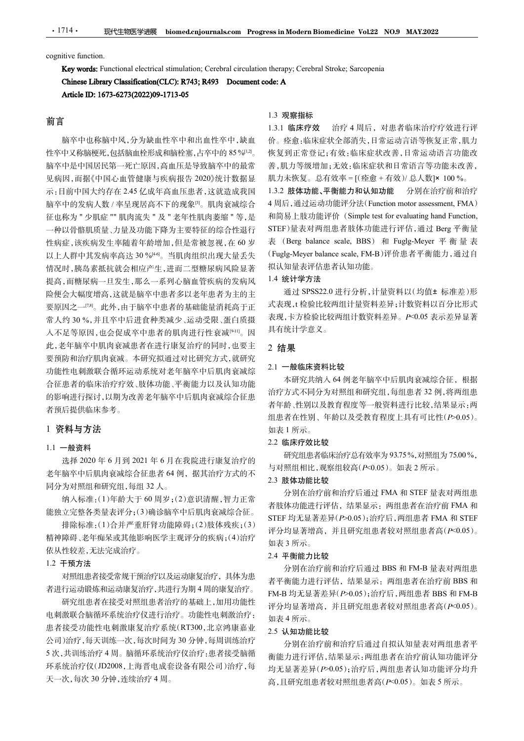cognitive function.

**Key words:** Functional electrical stimulation; Cerebral circulation therapy; Cerebral Stroke; Sarcopenia

**Chinese Library Classification(CLC): R743; R493　Document code: A**

**Article ID: 1673-6273(2022)09-1713-05**

## 前言

脑卒中也称脑中风，分为缺血性卒中和出血性卒中，缺血性卒中又称脑梗死，包括脑血栓形成和脑栓塞，占卒中的 85 %[1,2]。脑卒中是中国居民第一死亡原因，高血压是导致脑卒中的最常见病因，而据《中国心血管健康与疾病报告 2020》统计数据显示：目前中国大约存在 2.45 亿成年高血压患者，这就造成我国脑卒中的发病人数 / 率呈现居高不下的现象[3]。肌肉衰减综合征也称为 " 少肌症 "" 肌肉流失 " 及 " 老年性肌肉萎缩 " 等，是一种以骨骼肌质量、力量及功能下降为主要特征的综合性退行性病症，该疾病发生率随着年龄增加，但是常被忽视，在 60 岁以上人群中其发病率高达 30 %[4-6]。当肌肉组织出现大量丢失情况时，胰岛素抵抗就会相应产生，进而二型糖尿病风险显著提高，而糖尿病一旦发生，那么一系列心脑血管疾病的发病风险会大幅度增高，这就是脑卒中患者多以老年患者为主的主要原因之一[7,8]。此外，由于脑卒中患者的基础能量消耗高于正常人约 30 %，并且卒中后进食种类减少、运动受限、蛋白质摄入不足等原因，也会促成卒中患者的肌肉进行性衰减[9-11]。因此，老年脑卒中肌肉衰减患者在进行康复治疗的同时，也要主要预防和治疗肌肉衰减。本研究拟通过对比研究方式，就研究功能性电刺激联合循环运动系统对老年脑卒中后肌肉衰减综合征患者的临床治疗疗效、肢体功能、平衡能力以及认知功能的影响进行探讨，以期为改善老年脑卒中后肌肉衰减综合征患者预后提供临床参考。

## 1 资料与方法

### 1.1 一般资料

选择 2020 年 6 月到 2021 年 6 月在我院进行康复治疗的老年脑卒中后肌肉衰减综合征患者 64 例，据其治疗方式的不同分为对照组和研究组，每组 32 人。

纳入标准：(1)年龄大于 60 周岁；(2)意识清醒，智力正常能独立完整各类量表评分；(3)确诊脑卒中后肌肉衰减综合征。

排除标准：(1)合并严重肝肾功能障碍；(2)肢体残疾；(3)精神障碍、老年痴呆或其他影响医学主观评分的疾病；(4)治疗依从性较差，无法完成治疗。

### 1.2 干预方法

对照组患者接受常规干预治疗以及运动康复治疗，具体为患者进行运动锻炼和运动康复治疗，共进行为期 4 周的康复治疗。

研究组患者在接受对照组患者治疗的基础上，加用功能性电刺激联合脑循环系统治疗仪进行治疗。功能性电刺激治疗：患者接受功能性电刺激康复治疗系统(RT300，北京鸿康嘉业公司)治疗，每天训练一次，每次时间为 30 分钟，每周训练治疗 5 次，共训练治疗 4 周。脑循环系统治疗仪治疗：患者接受脑循环系统治疗仪(JD2008，上海晋电成套设备有限公司)治疗，每天一次，每次 30 分钟，连续治疗 4 周。

### 1.3 观察指标

**1.3.1 临床疗效**　治疗 4 周后，对患者临床治疗疗效进行评价。痊愈：临床症状全部消失，日常运动言语等恢复正常，肌力恢复到正常登记；有效：临床症状改善，日常运动语言功能改善，肌力等级增加；无效：临床症状和日常语言等功能未改善，肌力未恢复。总有效率 = [(痊愈 + 有效)/ 总人数]× 100 %。

**1.3.2 肢体功能、平衡能力和认知功能**　分别在治疗前和治疗 4 周后，通过运动功能评分法(Function motor assessment, FMA)和简易上肢功能评价 (Simple test for evaluating hand Function, STEF)量表对两组患者肢体功能进行评估，通过 Berg 平衡量表 (Berg balance scale, BBS) 和 Fuglg-Meyer 平衡量表 (Fuglg-Meyer balance scale, FM-B)评价患者平衡能力，通过自拟认知量表评估患者认知功能。

### 1.4 统计学方法

通过 SPSS22.0 进行分析，计量资料以(均值± 标准差)形式表现，t 检验比较两组计量资料差异；计数资料以百分比形式表现，卡方检验比较两组计数资料差异。$P<0.05$ 表示差异显著具有统计学意义。

## 2 结果

### 2.1 一般临床资料比较

本研究共纳入 64 例老年脑卒中后肌肉衰减综合征，根据治疗方式不同分为对照组和研究组，每组患者 32 例，将两组患者年龄、性别以及教育程度等一般资料进行比较，结果显示：两组患者在性别、年龄以及受教育程度上具有可比性($P>0.05$)。如表 1 所示。

### 2.2 临床疗效比较

研究组患者临床治疗总有效率为 93.75 %，对照组为 75.00 %，与对照组相比，观察组较高($P<0.05$)。如表 2 所示。

### 2.3 肢体功能比较

分别在治疗前和治疗后通过 FMA 和 STEF 量表对两组患者肢体功能进行评估，结果显示：两组患者在治疗前 FMA 和 STEF 均无显著差异($P>0.05$)；治疗后，两组患者 FMA 和 STEF 评分均显著增高，并且研究组患者较对照组患者高($P<0.05$)。如表 3 所示。

### 2.4 平衡能力比较

分别在治疗前和治疗后通过 BBS 和 FM-B 量表对两组患者平衡能力进行评估，结果显示：两组患者在治疗前 BBS 和 FM-B 均无显著差异($P>0.05$)；治疗后，两组患者 BBS 和 FM-B 评分均显著增高，并且研究组患者较对照组患者高($P<0.05$)。如表 4 所示。

### 2.5 认知功能比较

分别在治疗前和治疗后通过自拟认知量表对两组患者平衡能力进行评估，结果显示：两组患者在治疗前认知功能评分均无显著差异($P>0.05$)；治疗后，两组患者认知功能评分均升高，且研究组患者较对照组患者高($P<0.05$)。如表 5 所示。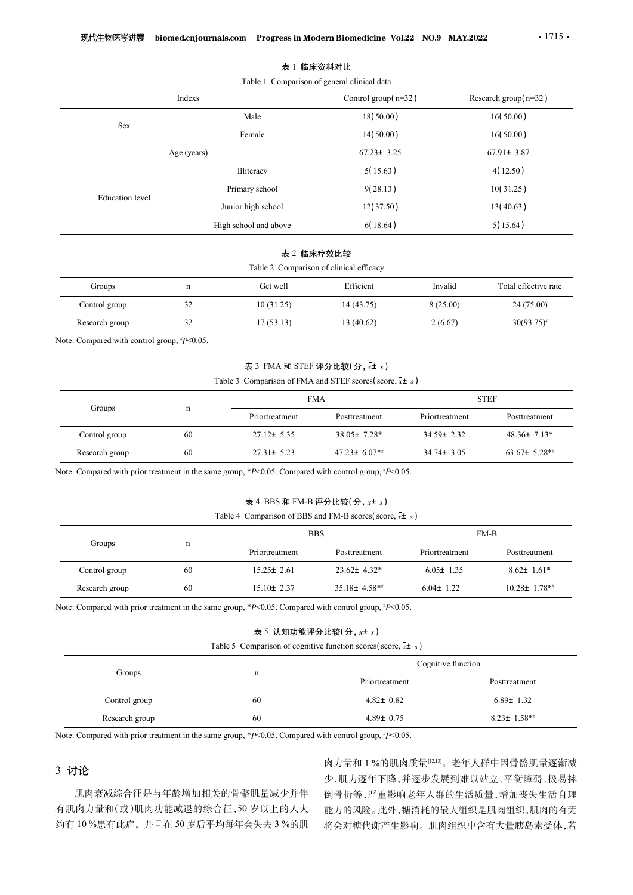表 1 临床资料对比

Table 1 Comparison of general clinical data

| Indexs | | Control group(n=32) | Research group(n=32) |
|---|---|---|---|
| Sex | Male | 18(50.00) | 16(50.00) |
| | Female | 14(50.00) | 16(50.00) |
| Age (years) | | 67.23± 3.25 | 67.91± 3.87 |
| Education level | Illiteracy | 5(15.63) | 4(12.50) |
| | Primary school | 9(28.13) | 10(31.25) |
| | Junior high school | 12(37.50) | 13(40.63) |
| | High school and above | 6(18.64) | 5(15.64) |

表 2 临床疗效比较

Table 2 Comparison of clinical efficacy

| Groups | n | Get well | Efficient | Invalid | Total effective rate |
|---|---|---|---|---|---|
| Control group | 32 | 10 (31.25) | 14 (43.75) | 8 (25.00) | 24 (75.00) |
| Research group | 32 | 17 (53.13) | 13 (40.62) | 2 (6.67) | 30(93.75)# |

Note: Compared with control group, #$P$<0.05.

表 3 FMA 和 STEF 评分比较(分, $\bar{x}\pm s$)

Table 3 Comparison of FMA and STEF scores(score, $\bar{x}\pm s$)

| Groups | n | FMA | | STEF | |
|---|---|---|---|---|---|
| | | Priortreatment | Posttreatment | Priortreatment | Posttreatment |
| Control group | 60 | 27.12± 5.35 | 38.05± 7.28* | 34.59± 2.32 | 48.36± 7.13* |
| Research group | 60 | 27.31± 5.23 | 47.23± 6.07*# | 34.74± 3.05 | 63.67± 5.28*# |

Note: Compared with prior treatment in the same group, *$P$<0.05. Compared with control group, #$P$<0.05.

表 4 BBS 和 FM-B 评分比较(分, $\bar{x}\pm s$)

Table 4 Comparison of BBS and FM-B scores(score, $\bar{x}\pm s$)

| Groups | n | BBS | | FM-B | |
|---|---|---|---|---|---|
| | | Priortreatment | Posttreatment | Priortreatment | Posttreatment |
| Control group | 60 | 15.25± 2.61 | 23.62± 4.32* | 6.05± 1.35 | 8.62± 1.61* |
| Research group | 60 | 15.10± 2.37 | 35.18± 4.58*# | 6.04± 1.22 | 10.28± 1.78*# |

Note: Compared with prior treatment in the same group, *$P$<0.05. Compared with control group, #$P$<0.05.

表 5 认知功能评分比较(分, $\bar{x}\pm s$)

Table 5 Comparison of cognitive function scores(score, $\bar{x}\pm s$)

| Groups | n | Cognitive function | |
|---|---|---|---|
| | | Priortreatment | Posttreatment |
| Control group | 60 | 4.82± 0.82 | 6.89± 1.32 |
| Research group | 60 | 4.89± 0.75 | 8.23± 1.58*# |

Note: Compared with prior treatment in the same group, *$P$<0.05. Compared with control group, #$P$<0.05.

## 3 讨论

肌肉衰减综合征是与年龄增加相关的骨骼肌量减少并伴有肌肉力量和(或)肌肉功能减退的综合征,50 岁以上的人大约有 10 %患有此症，并且在 50 岁后平均每年会失去 3 %的肌肉力量和 1 %的肌肉质量[12,13]。老年人群中因骨骼肌量逐渐减少,肌力逐年下降,并逐步发展到难以站立、平衡障碍、极易摔倒骨折等,严重影响老年人群的生活质量,增加丧失生活自理能力的风险。此外,糖消耗的最大组织是肌肉组织,肌肉的有无将会对糖代谢产生影响。肌肉组织中含有大量胰岛素受体,若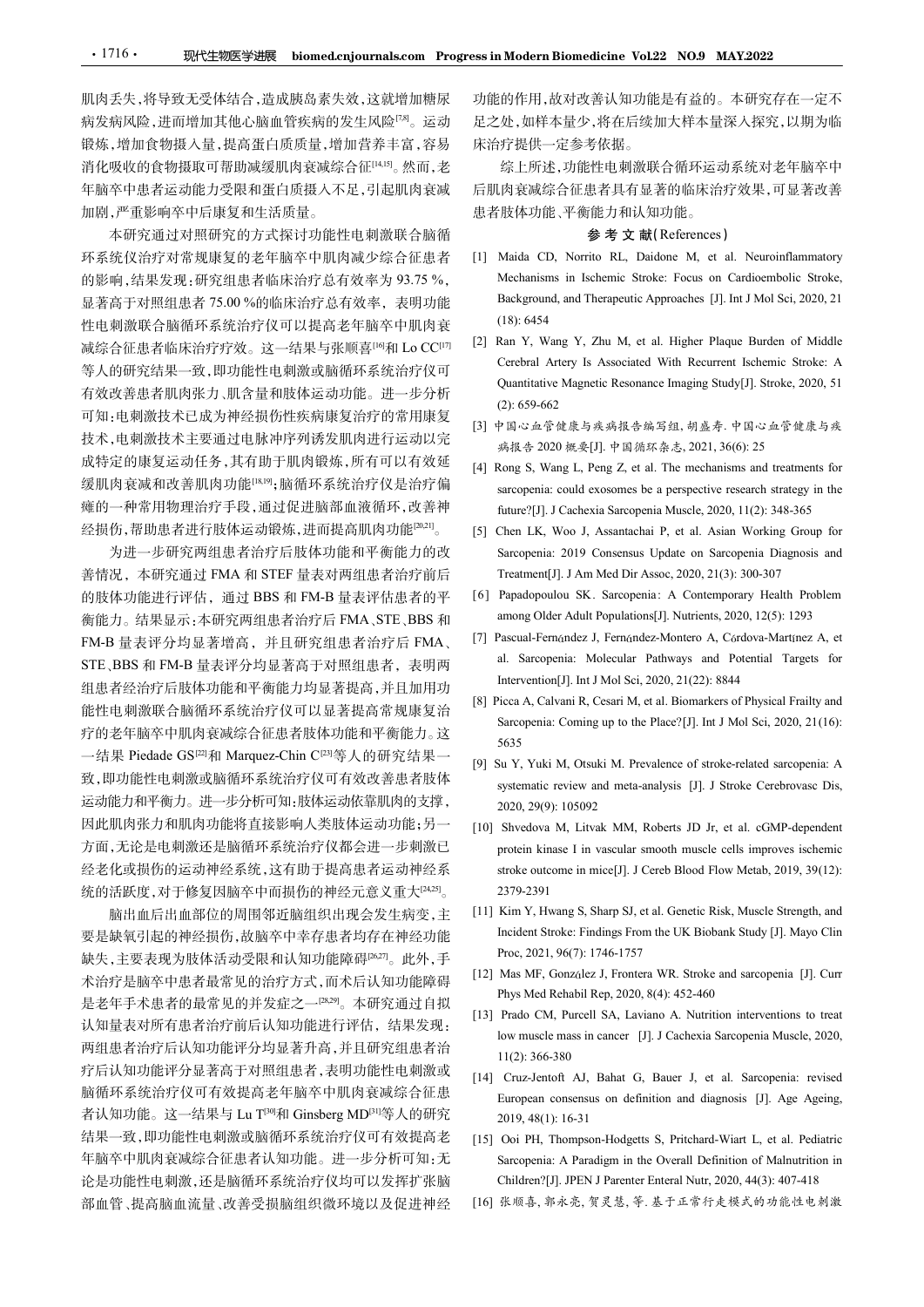肌肉丢失,将导致无受体结合,造成胰岛素失效,这就增加糖尿病发病风险,进而增加其他心脑血管疾病的发生风险[7,8]。运动锻炼,增加食物摄入量,提高蛋白质质量,增加营养丰富,容易消化吸收的食物摄取可帮助减缓肌肉衰减综合征[14,15]。然而,老年脑卒中患者运动能力受限和蛋白质摄入不足,引起肌肉衰减加剧,严重影响卒中后康复和生活质量。

本研究通过对照研究的方式探讨功能性电刺激联合脑循环系统仪治疗对常规康复的老年脑卒中肌肉减少综合征患者的影响,结果发现:研究组患者临床治疗总有效率为 93.75 %,显著高于对照组患者 75.00 %的临床治疗总有效率,表明功能性电刺激联合脑循环系统治疗仪可以提高老年脑卒中肌肉衰减综合征患者临床治疗效。这一结果与张顺喜[16]和 Lo CC[17]等人的研究结果一致,即功能性电刺激或脑循环系统治疗仪可有效改善患者肌肉张力、肌含量和肢体运动功能。进一步分析可知:电刺激技术已成为神经损伤性疾病康复治疗的常用康复技术,电刺激技术主要通过电脉冲序列诱发肌肉进行运动以完成特定的康复运动任务,其有助于肌肉锻炼,所有可以有效延缓肌肉衰减和改善肌肉功能[18,19];脑循环系统治疗仪是治疗偏瘫的一种常用物理治疗手段,通过促进脑部血液循环,改善神经损伤,帮助患者进行肢体运动锻炼,进而提高肌肉功能[20,21]。

为进一步研究两组患者治疗后肢体功能和平衡能力的改善情况,本研究通过 FMA 和 STEF 量表对两组患者治疗前后的肢体功能进行评估,通过 BBS 和 FM-B 量表评估患者的平衡能力。结果显示:本研究两组患者治疗后 FMA、STE、BBS 和 FM-B 量表评分均显著增高,并且研究组患者治疗后 FMA、STE、BBS 和 FM-B 量表评分均显著高于对照组患者,表明两组患者经治疗后肢体功能和平衡能力均显著提高,并且加用功能性电刺激联合脑循环系统治疗仪可以显著提高常规康复治疗的老年脑卒中肌肉衰减综合征患者肢体功能和平衡能力。这一结果 Piedade GS[22]和 Marquez-Chin C[23]等人的研究结果一致,即功能性电刺激或脑循环系统治疗仪可有效改善患者肢体运动能力和平衡力。进一步分析可知:肢体运动依靠肌肉的支撑,因此肌肉张力和肌肉功能将直接影响人类肢体运动功能;另一方面,无论是电刺激还是脑循环系统治疗仪都会进一步刺激已经老化或损伤的运动神经系统,这有助于提高患者运动神经系统的活跃度,对于修复因脑卒中而损伤的神经元意义重大[24,25]。

脑出血后出血部位的周围邻近脑组织出现会发生病变,主要是缺氧引起的神经损伤,故脑卒中幸存患者均存在神经功能缺失,主要表现为肢体活动受限和认知功能障碍[26,27]。此外,手术治疗是脑卒中患者最常见的治疗方式,而术后认知功能障碍是老年手术患者的最常见的并发症之一[28,29]。本研究通过自拟认知量表对所有患者治疗前后认知功能进行评估,结果发现:两组患者治疗后认知功能评分均显著升高,并且研究组患者治疗后认知功能评分显著高于对照组患者,表明功能性电刺激或脑循环系统治疗仪可有效提高老年脑卒中肌肉衰减综合征患者认知功能。这一结果与 Lu T[30]和 Ginsberg MD[31]等人的研究结果一致,即功能性电刺激或脑循环系统治疗仪可有效提高老年脑卒中肌肉衰减综合征患者认知功能。进一步分析可知:无论是功能性电刺激,还是脑循环系统治疗仪均可以发挥扩张脑部血管、提高脑血流量、改善受损脑组织微环境以及促进神经功能的作用,故对改善认知功能是有益的。本研究存在一定不足之处,如样本量少,将在后续加大样本量深入探究,以期为临床治疗提供一定参考依据。

综上所述,功能性电刺激联合循环运动系统对老年脑卒中后肌肉衰减综合征患者具有显著的临床治疗效果,可显著改善患者肢体功能、平衡能力和认知功能。

## 参 考 文 献(References)

[1] Maida CD, Norrito RL, Daidone M, et al. Neuroinflammatory Mechanisms in Ischemic Stroke: Focus on Cardioembolic Stroke, Background, and Therapeutic Approaches [J]. Int J Mol Sci, 2020, 21 (18): 6454

[2] Ran Y, Wang Y, Zhu M, et al. Higher Plaque Burden of Middle Cerebral Artery Is Associated With Recurrent Ischemic Stroke: A Quantitative Magnetic Resonance Imaging Study[J]. Stroke, 2020, 51 (2): 659-662

[3] 中国心血管健康与疾病报告编写组,胡盛寿. 中国心血管健康与疾病报告 2020 概要[J]. 中国循环杂志, 2021, 36(6): 25

[4] Rong S, Wang L, Peng Z, et al. The mechanisms and treatments for sarcopenia: could exosomes be a perspective research strategy in the future?[J]. J Cachexia Sarcopenia Muscle, 2020, 11(2): 348-365

[5] Chen LK, Woo J, Assantachai P, et al. Asian Working Group for Sarcopenia: 2019 Consensus Update on Sarcopenia Diagnosis and Treatment[J]. J Am Med Dir Assoc, 2020, 21(3): 300-307

[6] Papadopoulou SK. Sarcopenia: A Contemporary Health Problem among Older Adult Populations[J]. Nutrients, 2020, 12(5): 1293

[7] Pascual-Fernández J, Fernández-Montero A, Córdova-Martínez A, et al. Sarcopenia: Molecular Pathways and Potential Targets for Intervention[J]. Int J Mol Sci, 2020, 21(22): 8844

[8] Picca A, Calvani R, Cesari M, et al. Biomarkers of Physical Frailty and Sarcopenia: Coming up to the Place?[J]. Int J Mol Sci, 2020, 21(16): 5635

[9] Su Y, Yuki M, Otsuki M. Prevalence of stroke-related sarcopenia: A systematic review and meta-analysis [J]. J Stroke Cerebrovasc Dis, 2020, 29(9): 105092

[10] Shvedova M, Litvak MM, Roberts JD Jr, et al. cGMP-dependent protein kinase I in vascular smooth muscle cells improves ischemic stroke outcome in mice[J]. J Cereb Blood Flow Metab, 2019, 39(12): 2379-2391

[11] Kim Y, Hwang S, Sharp SJ, et al. Genetic Risk, Muscle Strength, and Incident Stroke: Findings From the UK Biobank Study [J]. Mayo Clin Proc, 2021, 96(7): 1746-1757

[12] Mas MF, González J, Frontera WR. Stroke and sarcopenia [J]. Curr Phys Med Rehabil Rep, 2020, 8(4): 452-460

[13] Prado CM, Purcell SA, Laviano A. Nutrition interventions to treat low muscle mass in cancer [J]. J Cachexia Sarcopenia Muscle, 2020, 11(2): 366-380

[14] Cruz-Jentoft AJ, Bahat G, Bauer J, et al. Sarcopenia: revised European consensus on definition and diagnosis [J]. Age Ageing, 2019, 48(1): 16-31

[15] Ooi PH, Thompson-Hodgetts S, Pritchard-Wiart L, et al. Pediatric Sarcopenia: A Paradigm in the Overall Definition of Malnutrition in Children?[J]. JPEN J Parenter Enteral Nutr, 2020, 44(3): 407-418

[16] 张顺喜, 郭永亮, 贺灵慧, 等. 基于正常行走模式的功能性电刺激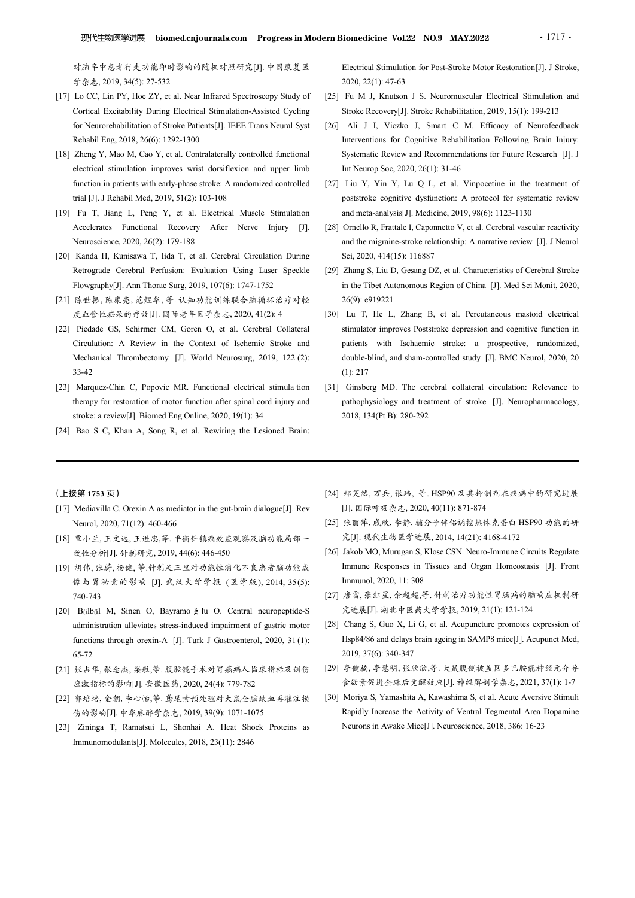对脑卒中患者行走功能即时影响的随机对照研究[J]. 中国康复医学杂志, 2019, 34(5): 27-532

[17] Lo CC, Lin PY, Hoe ZY, et al. Near Infrared Spectroscopy Study of Cortical Excitability During Electrical Stimulation-Assisted Cycling for Neurorehabilitation of Stroke Patients[J]. IEEE Trans Neural Syst Rehabil Eng, 2018, 26(6): 1292-1300

[18] Zheng Y, Mao M, Cao Y, et al. Contralaterally controlled functional electrical stimulation improves wrist dorsiflexion and upper limb function in patients with early-phase stroke: A randomized controlled trial [J]. J Rehabil Med, 2019, 51(2): 103-108

[19] Fu T, Jiang L, Peng Y, et al. Electrical Muscle Stimulation Accelerates Functional Recovery After Nerve Injury [J]. Neuroscience, 2020, 26(2): 179-188

[20] Kanda H, Kunisawa T, Iida T, et al. Cerebral Circulation During Retrograde Cerebral Perfusion: Evaluation Using Laser Speckle Flowgraphy[J]. Ann Thorac Surg, 2019, 107(6): 1747-1752

[21] 陈世振, 陈康亮, 范煜华, 等. 认知功能训练联合脑循环治疗对轻度血管性痴呆的疗效[J]. 国际老年医学杂志, 2020, 41(2): 4

[22] Piedade GS, Schirmer CM, Goren O, et al. Cerebral Collateral Circulation: A Review in the Context of Ischemic Stroke and Mechanical Thrombectomy [J]. World Neurosurg, 2019, 122 (2): 33-42

[23] Marquez-Chin C, Popovic MR. Functional electrical stimula tion therapy for restoration of motor function after spinal cord injury and stroke: a review[J]. Biomed Eng Online, 2020, 19(1): 34

[24] Bao S C, Khan A, Song R, et al. Rewiring the Lesioned Brain: Electrical Stimulation for Post-Stroke Motor Restoration[J]. J Stroke, 2020, 22(1): 47-63

[25] Fu M J, Knutson J S. Neuromuscular Electrical Stimulation and Stroke Recovery[J]. Stroke Rehabilitation, 2019, 15(1): 199-213

[26] Ali J I, Viczko J, Smart C M. Efficacy of Neurofeedback Interventions for Cognitive Rehabilitation Following Brain Injury: Systematic Review and Recommendations for Future Research [J]. J Int Neurop Soc, 2020, 26(1): 31-46

[27] Liu Y, Yin Y, Lu Q L, et al. Vinpocetine in the treatment of poststroke cognitive dysfunction: A protocol for systematic review and meta-analysis[J]. Medicine, 2019, 98(6): 1123-1130

[28] Ornello R, Frattale I, Caponnetto V, et al. Cerebral vascular reactivity and the migraine-stroke relationship: A narrative review [J]. J Neurol Sci, 2020, 414(15): 116887

[29] Zhang S, Liu D, Gesang DZ, et al. Characteristics of Cerebral Stroke in the Tibet Autonomous Region of China [J]. Med Sci Monit, 2020, 26(9): e919221

[30] Lu T, He L, Zhang B, et al. Percutaneous mastoid electrical stimulator improves Poststroke depression and cognitive function in patients with Ischaemic stroke: a prospective, randomized, double-blind, and sham-controlled study [J]. BMC Neurol, 2020, 20 (1): 217

[31] Ginsberg MD. The cerebral collateral circulation: Relevance to pathophysiology and treatment of stroke [J]. Neuropharmacology, 2018, 134(Pt B): 280-292

(上接第 1753 页)

[17] Mediavilla C. Orexin A as mediator in the gut-brain dialogue[J]. Rev Neurol, 2020, 71(12): 460-466

[18] 章小兰, 王文远, 王进忠,等. 平衡针镇痛效应观察及脑功能局部一致性分析[J]. 针刺研究, 2019, 44(6): 446-450

[19] 胡伟, 张蔚, 杨健, 等.针刺足三里对功能性消化不良患者脑功能成像与胃泌素的影响 [J]. 武汉大学学报 (医学版), 2014, 35(5): 740-743

[20] Bülbül M, Sinen O, Bayramoğlu O. Central neuropeptide-S administration alleviates stress-induced impairment of gastric motor functions through orexin-A [J]. Turk J Gastroenterol, 2020, 31(1): 65-72

[21] 张占华, 张念杰, 梁敏,等. 腹腔镜手术对胃癌病人临床指标及创伤应激指标的影响[J]. 安徽医药, 2020, 24(4): 779-782

[22] 郭培培, 金朝, 李心怡,等. 鸢尾素预处理对大鼠全脑缺血再灌注损伤的影响[J]. 中华麻醉学杂志, 2019, 39(9): 1071-1075

[23] Zininga T, Ramatsui L, Shonhai A. Heat Shock Proteins as Immunomodulants[J]. Molecules, 2018, 23(11): 2846

[24] 郑笑然, 万兵, 张玮, 等. HSP90 及其抑制剂在疾病中的研究进展[J]. 国际呼吸杂志, 2020, 40(11): 871-874

[25] 张丽萍, 戚欣, 李静. 辅分子伴侣调控热休克蛋白 HSP90 功能的研究[J]. 现代生物医学进展, 2014, 14(21): 4168-4172

[26] Jakob MO, Murugan S, Klose CSN. Neuro-Immune Circuits Regulate Immune Responses in Tissues and Organ Homeostasis [J]. Front Immunol, 2020, 11: 308

[27] 唐雷, 张红星, 余超超,等. 针刺治疗功能性胃肠病的脑响应机制研究进展[J]. 湖北中医药大学学报, 2019, 21(1): 121-124

[28] Chang S, Guo X, Li G, et al. Acupuncture promotes expression of Hsp84/86 and delays brain ageing in SAMP8 mice[J]. Acupunct Med, 2019, 37(6): 340-347

[29] 李健楠, 李慧明, 张欣欣,等. 大鼠腹侧被盖区多巴胺能神经元介导食欲素促进全麻后觉醒效应[J]. 神经解剖学杂志, 2021, 37(1): 1-7

[30] Moriya S, Yamashita A, Kawashima S, et al. Acute Aversive Stimuli Rapidly Increase the Activity of Ventral Tegmental Area Dopamine Neurons in Awake Mice[J]. Neuroscience, 2018, 386: 16-23